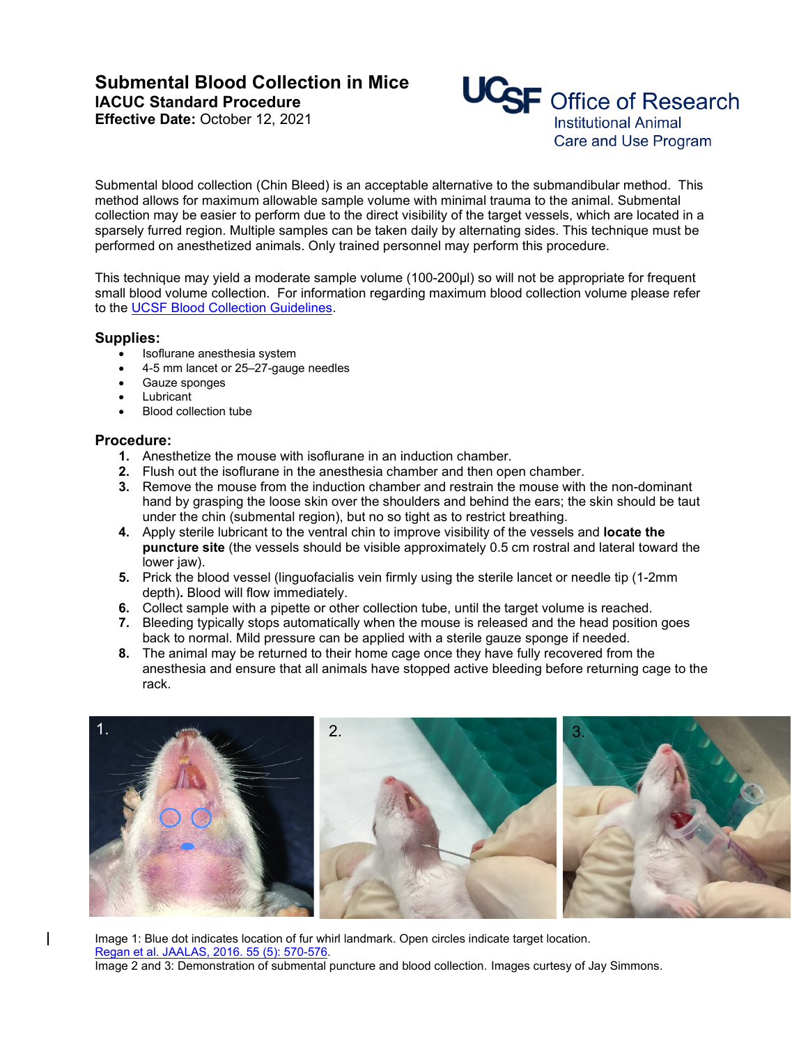# Submental Blood Collection in Mice

**IACUC Standard Procedure**
**Effective Date:** October 12, 2021

UCSF Office of Research
Institutional Animal Care and Use Program

Submental blood collection (Chin Bleed) is an acceptable alternative to the submandibular method. This method allows for maximum allowable sample volume with minimal trauma to the animal. Submental collection may be easier to perform due to the direct visibility of the target vessels, which are located in a sparsely furred region. Multiple samples can be taken daily by alternating sides. This technique must be performed on anesthetized animals. Only trained personnel may perform this procedure.

This technique may yield a moderate sample volume (100-200µl) so will not be appropriate for frequent small blood volume collection. For information regarding maximum blood collection volume please refer to the UCSF Blood Collection Guidelines.

## Supplies:

- Isoflurane anesthesia system
- 4-5 mm lancet or 25–27-gauge needles
- Gauze sponges
- Lubricant
- Blood collection tube

## Procedure:

1. Anesthetize the mouse with isoflurane in an induction chamber.
2. Flush out the isoflurane in the anesthesia chamber and then open chamber.
3. Remove the mouse from the induction chamber and restrain the mouse with the non-dominant hand by grasping the loose skin over the shoulders and behind the ears; the skin should be taut under the chin (submental region), but no so tight as to restrict breathing.
4. Apply sterile lubricant to the ventral chin to improve visibility of the vessels and **locate the puncture site** (the vessels should be visible approximately 0.5 cm rostral and lateral toward the lower jaw).
5. Prick the blood vessel (linguofacialis vein firmly using the sterile lancet or needle tip (1-2mm depth)**.** Blood will flow immediately.
6. Collect sample with a pipette or other collection tube, until the target volume is reached.
7. Bleeding typically stops automatically when the mouse is released and the head position goes back to normal. Mild pressure can be applied with a sterile gauze sponge if needed.
8. The animal may be returned to their home cage once they have fully recovered from the anesthesia and ensure that all animals have stopped active bleeding before returning cage to the rack.

Image 1: Blue dot indicates location of fur whirl landmark. Open circles indicate target location. Regan et al. JAALAS, 2016. 55 (5): 570-576.
Image 2 and 3: Demonstration of submental puncture and blood collection. Images curtesy of Jay Simmons.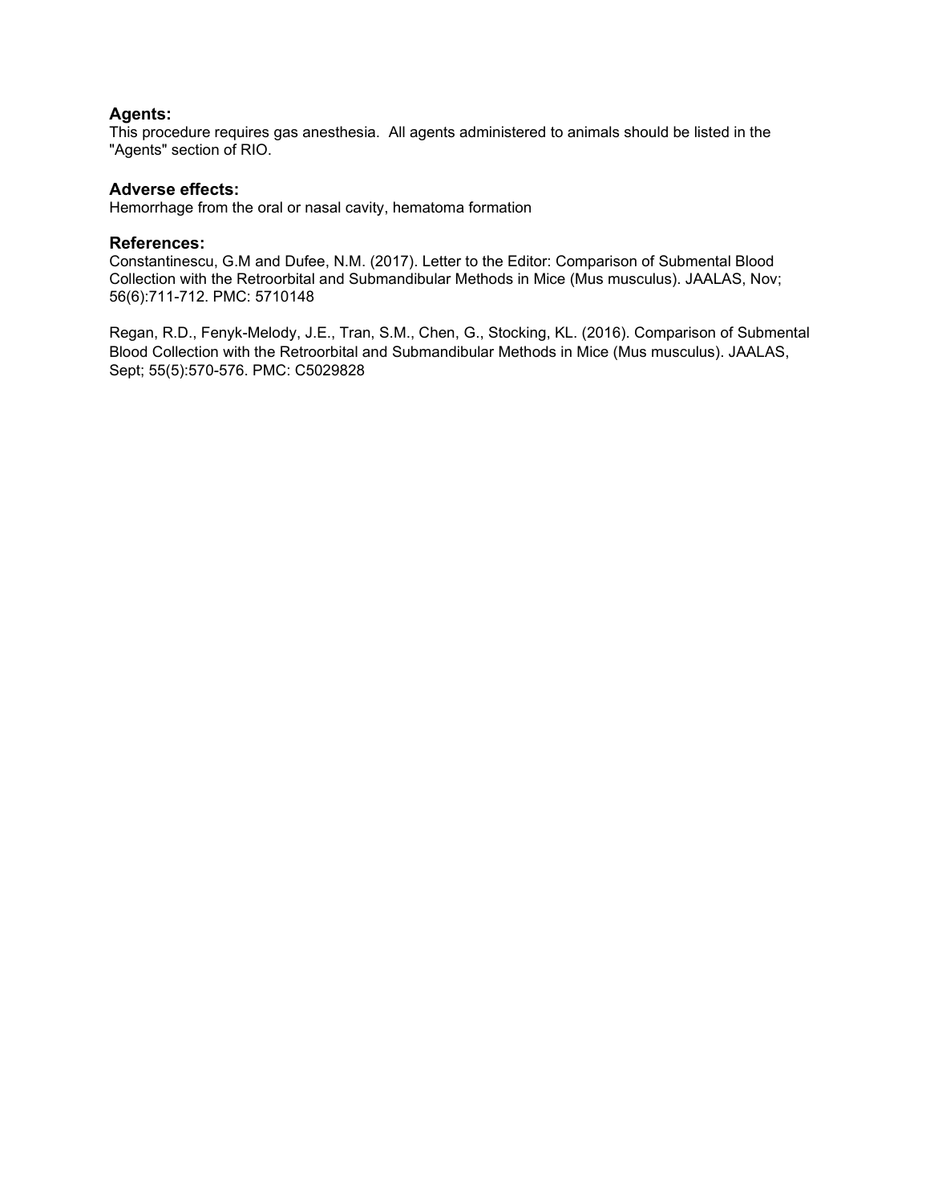### Agents:

This procedure requires gas anesthesia. All agents administered to animals should be listed in the "Agents" section of RIO.

### Adverse effects:

Hemorrhage from the oral or nasal cavity, hematoma formation

### References:

Constantinescu, G.M and Dufee, N.M. (2017). Letter to the Editor: Comparison of Submental Blood Collection with the Retroorbital and Submandibular Methods in Mice (Mus musculus). JAALAS, Nov; 56(6):711-712. PMC: 5710148

Regan, R.D., Fenyk-Melody, J.E., Tran, S.M., Chen, G., Stocking, KL. (2016). Comparison of Submental Blood Collection with the Retroorbital and Submandibular Methods in Mice (Mus musculus). JAALAS, Sept; 55(5):570-576. PMC: C5029828